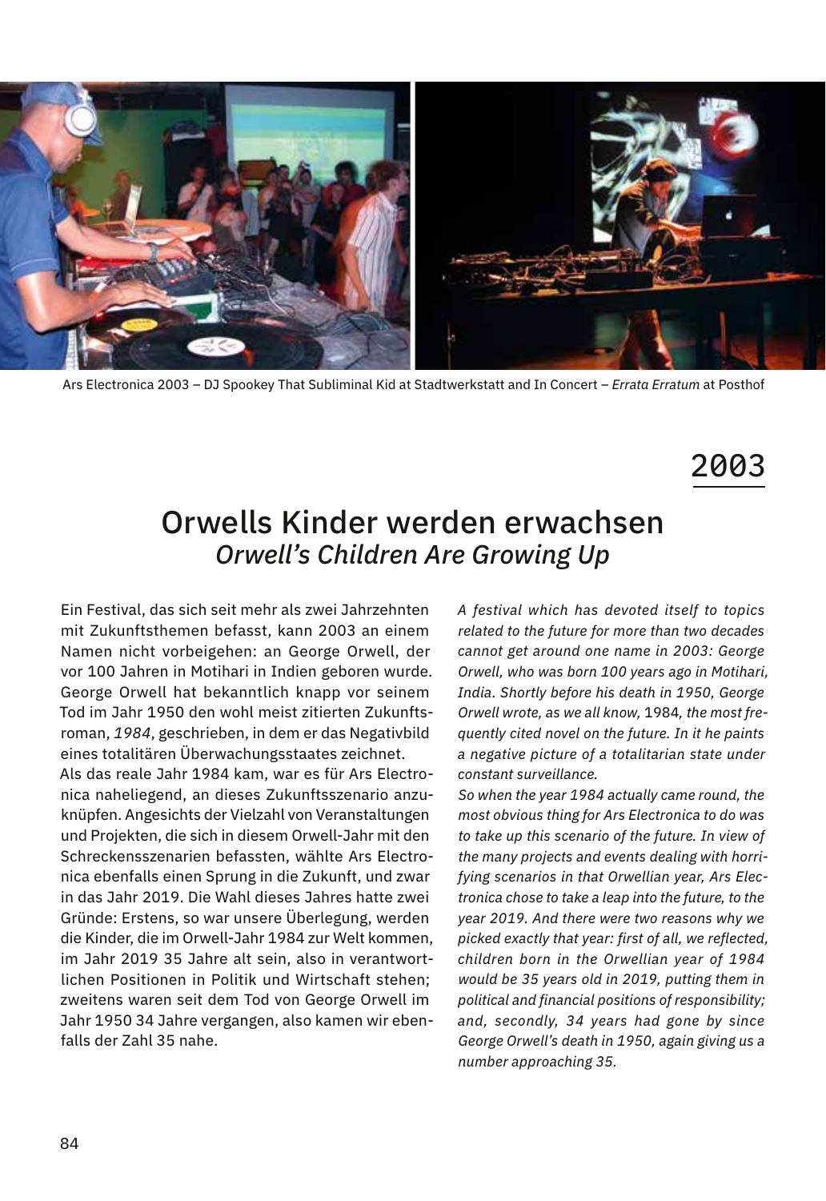Ars Electronica 2003 – DJ Spookey That Subliminal Kid at Stadtwerkstatt and In Concert – *Errata Erratum* at Posthof

2003

# Orwells Kinder werden erwachsen
## *Orwell's Children Are Growing Up*

Ein Festival, das sich seit mehr als zwei Jahrzehnten mit Zukunftsthemen befasst, kann 2003 an einem Namen nicht vorbeigehen: an George Orwell, der vor 100 Jahren in Motihari in Indien geboren wurde. George Orwell hat bekanntlich knapp vor seinem Tod im Jahr 1950 den wohl meist zitierten Zukunftsroman, *1984*, geschrieben, in dem er das Negativbild eines totalitären Überwachungsstaates zeichnet.
Als das reale Jahr 1984 kam, war es für Ars Electronica naheliegend, an dieses Zukunftsszenario anzuknüpfen. Angesichts der Vielzahl von Veranstaltungen und Projekten, die sich in diesem Orwell-Jahr mit den Schreckensszenarien befassten, wählte Ars Electronica ebenfalls einen Sprung in die Zukunft, und zwar in das Jahr 2019. Die Wahl dieses Jahres hatte zwei Gründe: Erstens, so war unsere Überlegung, werden die Kinder, die im Orwell-Jahr 1984 zur Welt kommen, im Jahr 2019 35 Jahre alt sein, also in verantwortlichen Positionen in Politik und Wirtschaft stehen; zweitens waren seit dem Tod von George Orwell im Jahr 1950 34 Jahre vergangen, also kamen wir ebenfalls der Zahl 35 nahe.

*A festival which has devoted itself to topics related to the future for more than two decades cannot get around one name in 2003: George Orwell, who was born 100 years ago in Motihari, India. Shortly before his death in 1950, George Orwell wrote, as we all know,* 1984*, the most frequently cited novel on the future. In it he paints a negative picture of a totalitarian state under constant surveillance.*
*So when the year 1984 actually came round, the most obvious thing for Ars Electronica to do was to take up this scenario of the future. In view of the many projects and events dealing with horrifying scenarios in that Orwellian year, Ars Electronica chose to take a leap into the future, to the year 2019. And there were two reasons why we picked exactly that year: first of all, we reflected, children born in the Orwellian year of 1984 would be 35 years old in 2019, putting them in political and financial positions of responsibility; and, secondly, 34 years had gone by since George Orwell's death in 1950, again giving us a number approaching 35.*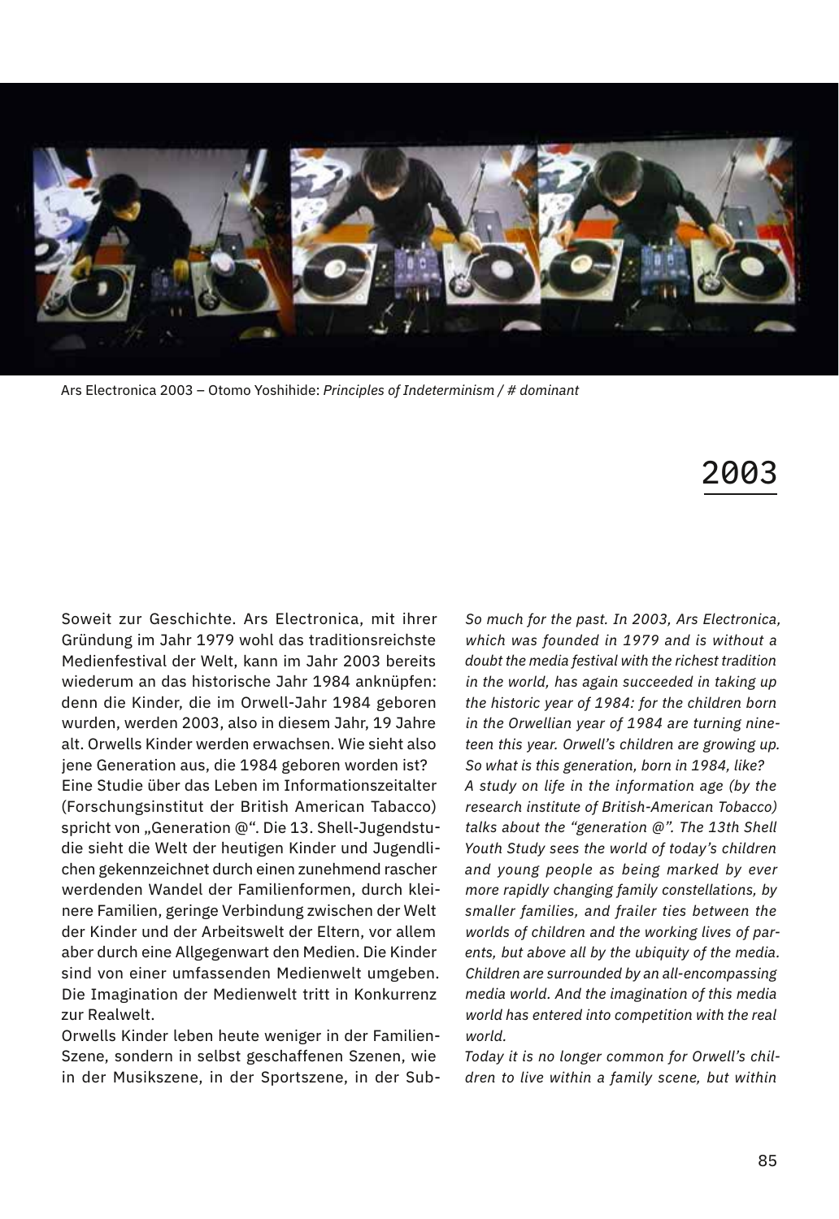Ars Electronica 2003 – Otomo Yoshihide: *Principles of Indeterminism / # dominant*

# 2003

Soweit zur Geschichte. Ars Electronica, mit ihrer Gründung im Jahr 1979 wohl das traditionsreichste Medienfestival der Welt, kann im Jahr 2003 bereits wiederum an das historische Jahr 1984 anknüpfen: denn die Kinder, die im Orwell-Jahr 1984 geboren wurden, werden 2003, also in diesem Jahr, 19 Jahre alt. Orwells Kinder werden erwachsen. Wie sieht also jene Generation aus, die 1984 geboren worden ist?
Eine Studie über das Leben im Informationszeitalter (Forschungsinstitut der British American Tabacco) spricht von „Generation @". Die 13. Shell-Jugendstudie sieht die Welt der heutigen Kinder und Jugendlichen gekennzeichnet durch einen zunehmend rascher werdenden Wandel der Familienformen, durch kleinere Familien, geringe Verbindung zwischen der Welt der Kinder und der Arbeitswelt der Eltern, vor allem aber durch eine Allgegenwart den Medien. Die Kinder sind von einer umfassenden Medienwelt umgeben. Die Imagination der Medienwelt tritt in Konkurrenz zur Realwelt.
Orwells Kinder leben heute weniger in der Familien-Szene, sondern in selbst geschaffenen Szenen, wie in der Musikszene, in der Sportszene, in der Sub-

*So much for the past. In 2003, Ars Electronica, which was founded in 1979 and is without a doubt the media festival with the richest tradition in the world, has again succeeded in taking up the historic year of 1984: for the children born in the Orwellian year of 1984 are turning nineteen this year. Orwell's children are growing up. So what is this generation, born in 1984, like?*
*A study on life in the information age (by the research institute of British-American Tobacco) talks about the "generation @". The 13th Shell Youth Study sees the world of today's children and young people as being marked by ever more rapidly changing family constellations, by smaller families, and frailer ties between the worlds of children and the working lives of parents, but above all by the ubiquity of the media. Children are surrounded by an all-encompassing media world. And the imagination of this media world has entered into competition with the real world.*
*Today it is no longer common for Orwell's children to live within a family scene, but within*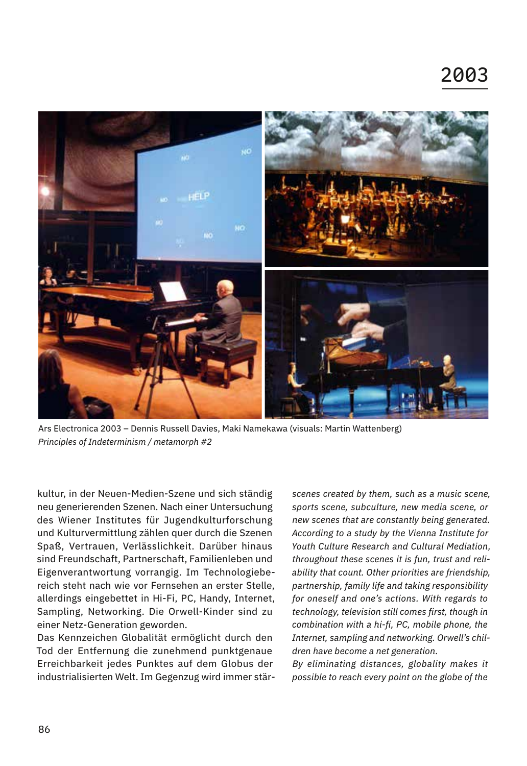# 2003

Ars Electronica 2003 – Dennis Russell Davies, Maki Namekawa (visuals: Martin Wattenberg)
*Principles of Indeterminism / metamorph #2*

kultur, in der Neuen-Medien-Szene und sich ständig neu generierenden Szenen. Nach einer Untersuchung des Wiener Institutes für Jugendkulturforschung und Kulturvermittlung zählen quer durch die Szenen Spaß, Vertrauen, Verlässlichkeit. Darüber hinaus sind Freundschaft, Partnerschaft, Familienleben und Eigenverantwortung vorrangig. Im Technologiebereich steht nach wie vor Fernsehen an erster Stelle, allerdings eingebettet in Hi-Fi, PC, Handy, Internet, Sampling, Networking. Die Orwell-Kinder sind zu einer Netz-Generation geworden.

Das Kennzeichen Globalität ermöglicht durch den Tod der Entfernung die zunehmend punktgenaue Erreichbarkeit jedes Punktes auf dem Globus der industrialisierten Welt. Im Gegenzug wird immer stär-

*scenes created by them, such as a music scene, sports scene, subculture, new media scene, or new scenes that are constantly being generated. According to a study by the Vienna Institute for Youth Culture Research and Cultural Mediation, throughout these scenes it is fun, trust and reliability that count. Other priorities are friendship, partnership, family life and taking responsibility for oneself and one's actions. With regards to technology, television still comes first, though in combination with a hi-fi, PC, mobile phone, the Internet, sampling and networking. Orwell's children have become a net generation.*

*By eliminating distances, globality makes it possible to reach every point on the globe of the*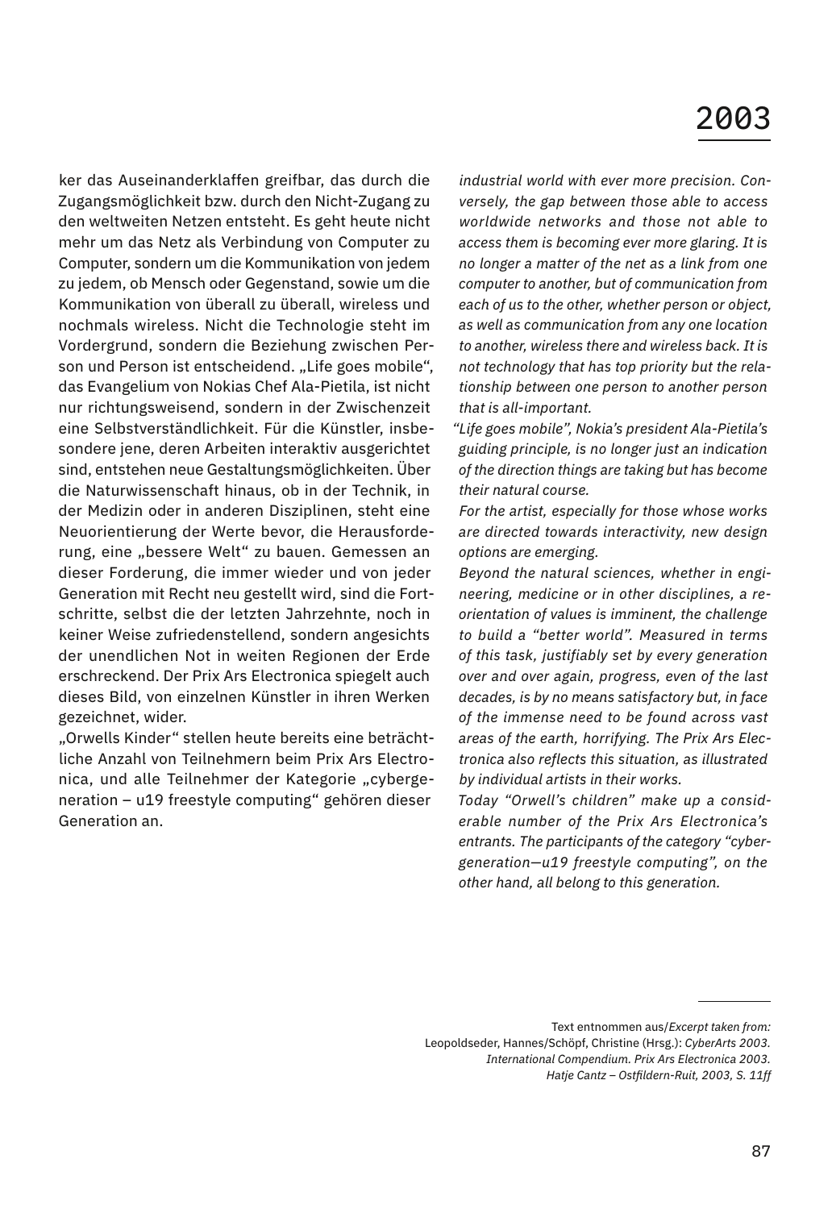ker das Auseinanderklaffen greifbar, das durch die Zugangsmöglichkeit bzw. durch den Nicht-Zugang zu den weltweiten Netzen entsteht. Es geht heute nicht mehr um das Netz als Verbindung von Computer zu Computer, sondern um die Kommunikation von jedem zu jedem, ob Mensch oder Gegenstand, sowie um die Kommunikation von überall zu überall, wireless und nochmals wireless. Nicht die Technologie steht im Vordergrund, sondern die Beziehung zwischen Person und Person ist entscheidend. „Life goes mobile", das Evangelium von Nokias Chef Ala-Pietila, ist nicht nur richtungsweisend, sondern in der Zwischenzeit eine Selbstverständlichkeit. Für die Künstler, insbesondere jene, deren Arbeiten interaktiv ausgerichtet sind, entstehen neue Gestaltungsmöglichkeiten. Über die Naturwissenschaft hinaus, ob in der Technik, in der Medizin oder in anderen Disziplinen, steht eine Neuorientierung der Werte bevor, die Herausforderung, eine „bessere Welt" zu bauen. Gemessen an dieser Forderung, die immer wieder und von jeder Generation mit Recht neu gestellt wird, sind die Fortschritte, selbst die der letzten Jahrzehnte, noch in keiner Weise zufriedenstellend, sondern angesichts der unendlichen Not in weiten Regionen der Erde erschreckend. Der Prix Ars Electronica spiegelt auch dieses Bild, von einzelnen Künstler in ihren Werken gezeichnet, wider.

„Orwells Kinder" stellen heute bereits eine beträchtliche Anzahl von Teilnehmern beim Prix Ars Electronica, und alle Teilnehmer der Kategorie „cybergeneration – u19 freestyle computing" gehören dieser Generation an.

*industrial world with ever more precision. Conversely, the gap between those able to access worldwide networks and those not able to access them is becoming ever more glaring. It is no longer a matter of the net as a link from one computer to another, but of communication from each of us to the other, whether person or object, as well as communication from any one location to another, wireless there and wireless back. It is not technology that has top priority but the relationship between one person to another person that is all-important.*

*"Life goes mobile", Nokia's president Ala-Pietila's guiding principle, is no longer just an indication of the direction things are taking but has become their natural course.*

*For the artist, especially for those whose works are directed towards interactivity, new design options are emerging.*

*Beyond the natural sciences, whether in engineering, medicine or in other disciplines, a reorientation of values is imminent, the challenge to build a "better world". Measured in terms of this task, justifiably set by every generation over and over again, progress, even of the last decades, is by no means satisfactory but, in face of the immense need to be found across vast areas of the earth, horrifying. The Prix Ars Electronica also reflects this situation, as illustrated by individual artists in their works.*

*Today "Orwell's children" make up a considerable number of the Prix Ars Electronica's entrants. The participants of the category "cybergeneration—u19 freestyle computing", on the other hand, all belong to this generation.*

Text entnommen aus/*Excerpt taken from:*
Leopoldseder, Hannes/Schöpf, Christine (Hrsg.): *CyberArts 2003. International Compendium. Prix Ars Electronica 2003. Hatje Cantz – Ostfildern-Ruit, 2003, S. 11ff*